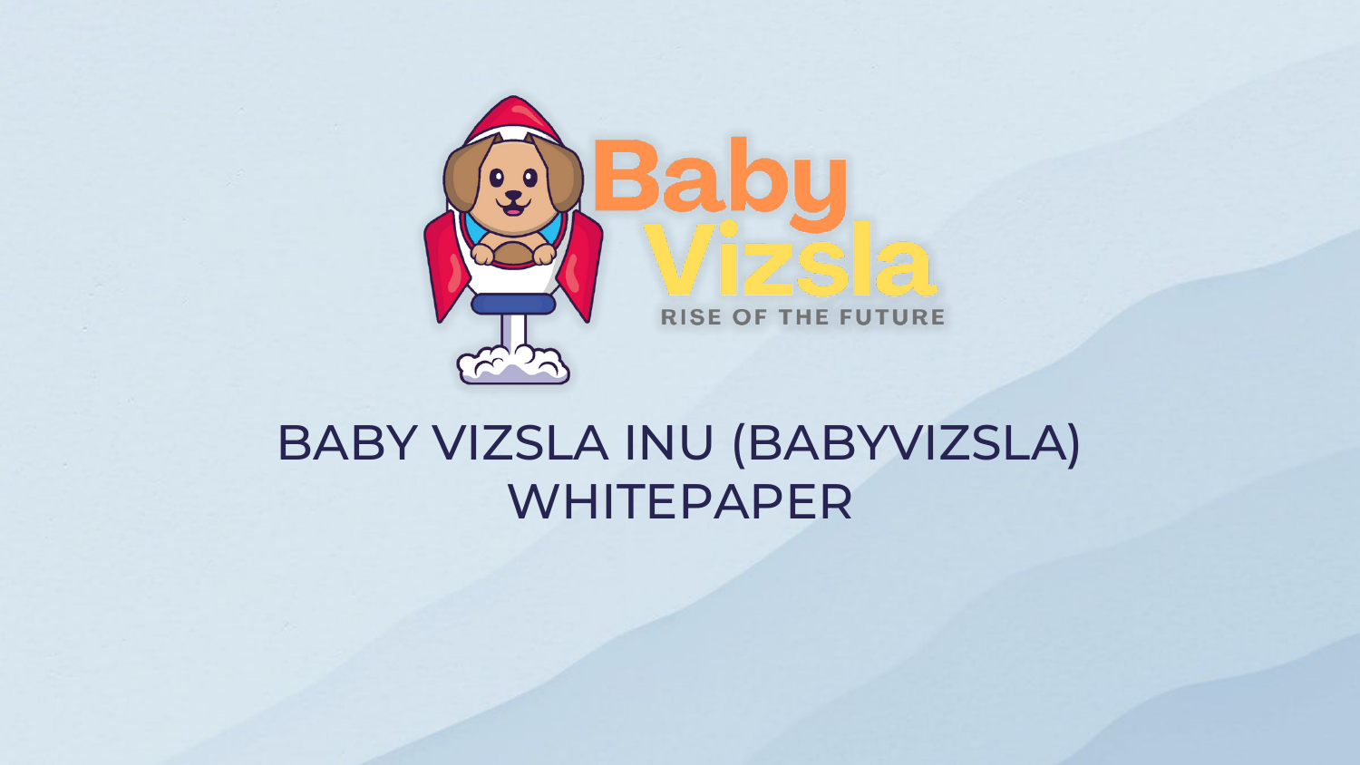Baby Vizsla

RISE OF THE FUTURE

# BABY VIZSLA INU (BABYVIZSLA) WHITEPAPER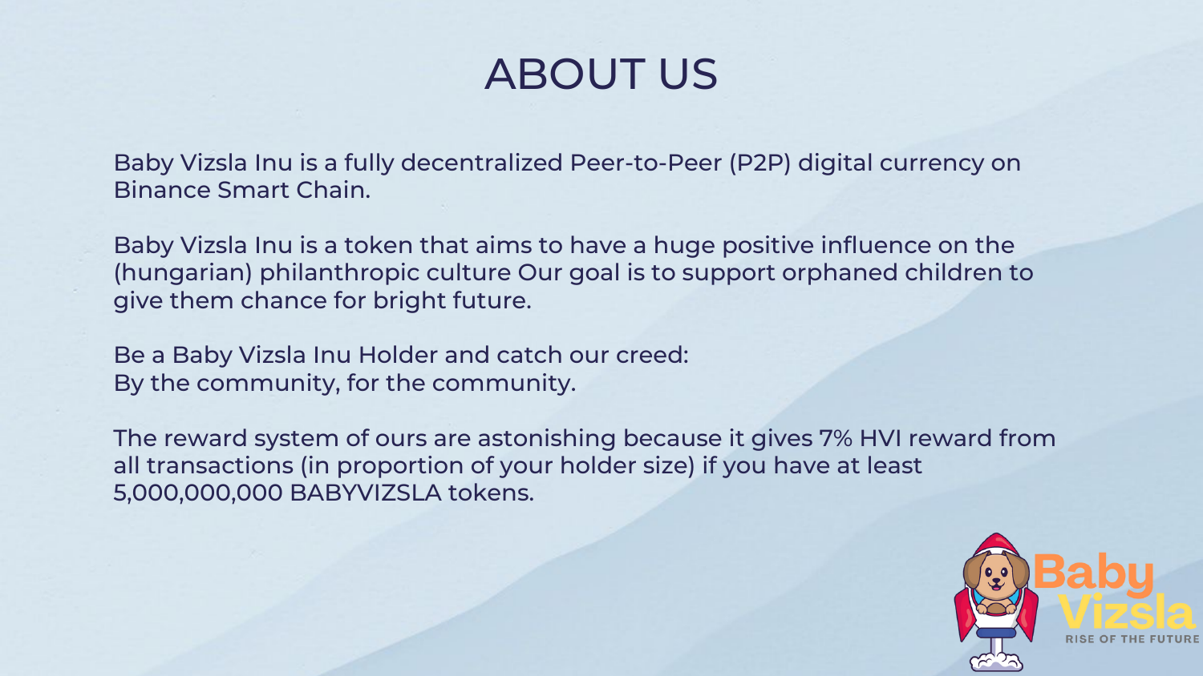# ABOUT US

Baby Vizsla Inu is a fully decentralized Peer-to-Peer (P2P) digital currency on Binance Smart Chain.

Baby Vizsla Inu is a token that aims to have a huge positive influence on the (hungarian) philanthropic culture Our goal is to support orphaned children to give them chance for bright future.

Be a Baby Vizsla Inu Holder and catch our creed:
By the community, for the community.

The reward system of ours are astonishing because it gives 7% HVI reward from all transactions (in proportion of your holder size) if you have at least 5,000,000,000 BABYVIZSLA tokens.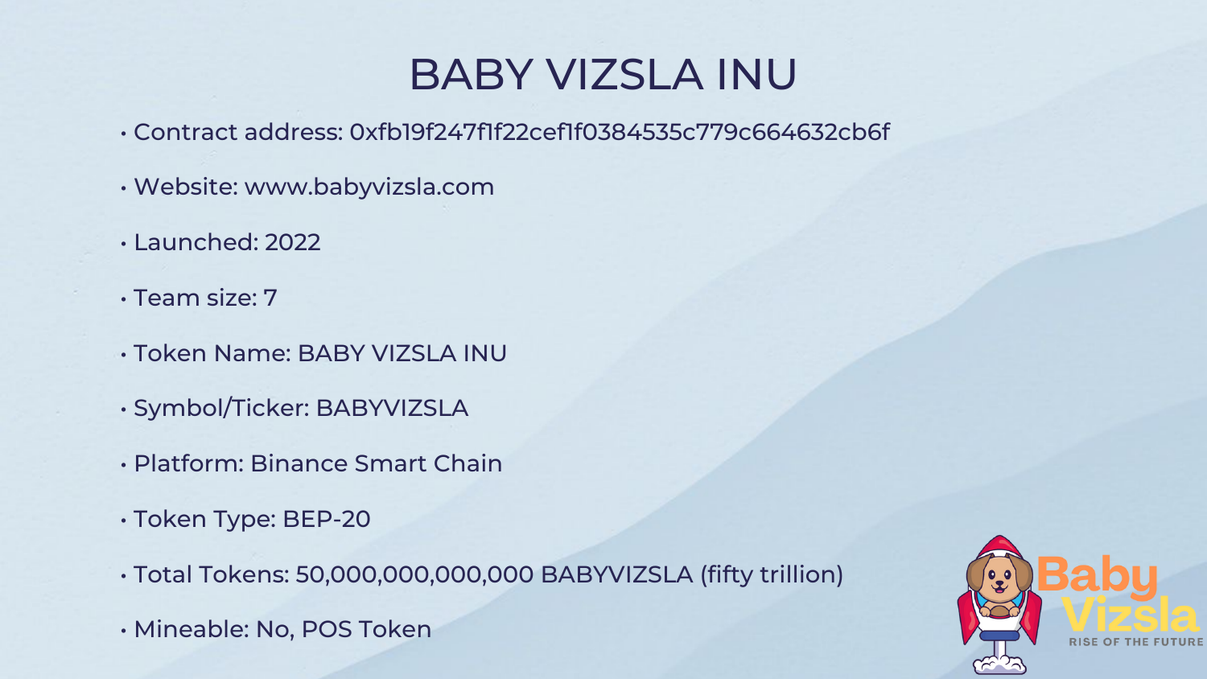# BABY VIZSLA INU

- Contract address: 0xfb19f247f1f22cef1f0384535c779c664632cb6f
- Website: www.babyvizsla.com
- Launched: 2022
- Team size: 7
- Token Name: BABY VIZSLA INU
- Symbol/Ticker: BABYVIZSLA
- Platform: Binance Smart Chain
- Token Type: BEP-20
- Total Tokens: 50,000,000,000,000 BABYVIZSLA (fifty trillion)
- Mineable: No, POS Token

Baby Vizsla

RISE OF THE FUTURE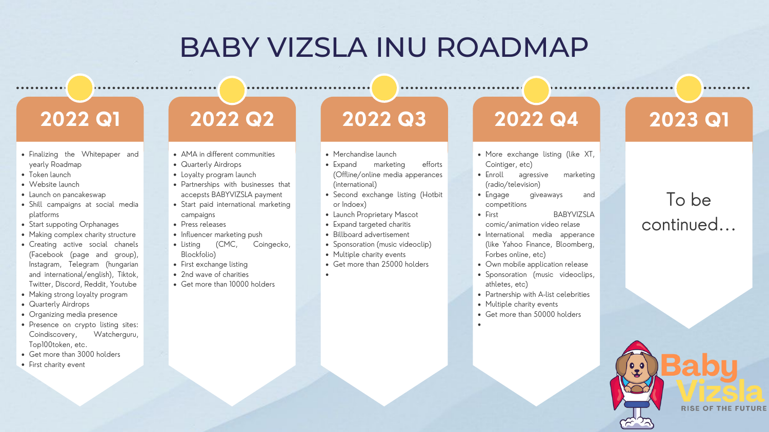# BABY VIZSLA INU ROADMAP

## 2022 Q1

- Finalizing the Whitepaper and yearly Roadmap
- Token launch
- Website launch
- Launch on pancakeswap
- Shill campaigns at social media platforms
- Start suppoting Orphanages
- Making complex charity structure
- Creating active social chanels (Facebook (page and group), Instagram, Telegram (hungarian and international/english), Tiktok, Twitter, Discord, Reddit, Youtube
- Making strong loyalty program
- Quarterly Airdrops
- Organizing media presence
- Presence on crypto listing sites: Coindiscovery, Watcherguru, Top100token, etc.
- Get more than 3000 holders
- First charity event

## 2022 Q2

- AMA in different communities
- Quarterly Airdrops
- Loyalty program launch
- Partnerships with businesses that accepsts BABYVIZSLA payment
- Start paid international marketing campaigns
- Press releases
- Influencer marketing push
- Listing (CMC, Coingecko, Blockfolio)
- First exchange listing
- 2nd wave of charities
- Get more than 10000 holders

## 2022 Q3

- Merchandise launch
- Expand marketing efforts (Offline/online media apperances (international)
- Second exchange listing (Hotbit or Indoex)
- Launch Proprietary Mascot
- Expand targeted charitis
- Billboard advertisement
- Sponsoration (music videoclip)
- Multiple charity events
- Get more than 25000 holders

## 2022 Q4

- More exchange listing (like XT, Cointiger, etc)
- Enroll agressive marketing (radio/television)
- Engage giveaways and competitions
- First BABYVIZSLA comic/animation video relase
- International media apperance (like Yahoo Finance, Bloomberg, Forbes online, etc)
- Own mobile application release
- Sponsoration (music videoclips, athletes, etc)
- Partnership with A-list celebrities
- Multiple charity events
- Get more than 50000 holders

## 2023 Q1

To be continued...

Baby Vizsla

RISE OF THE FUTURE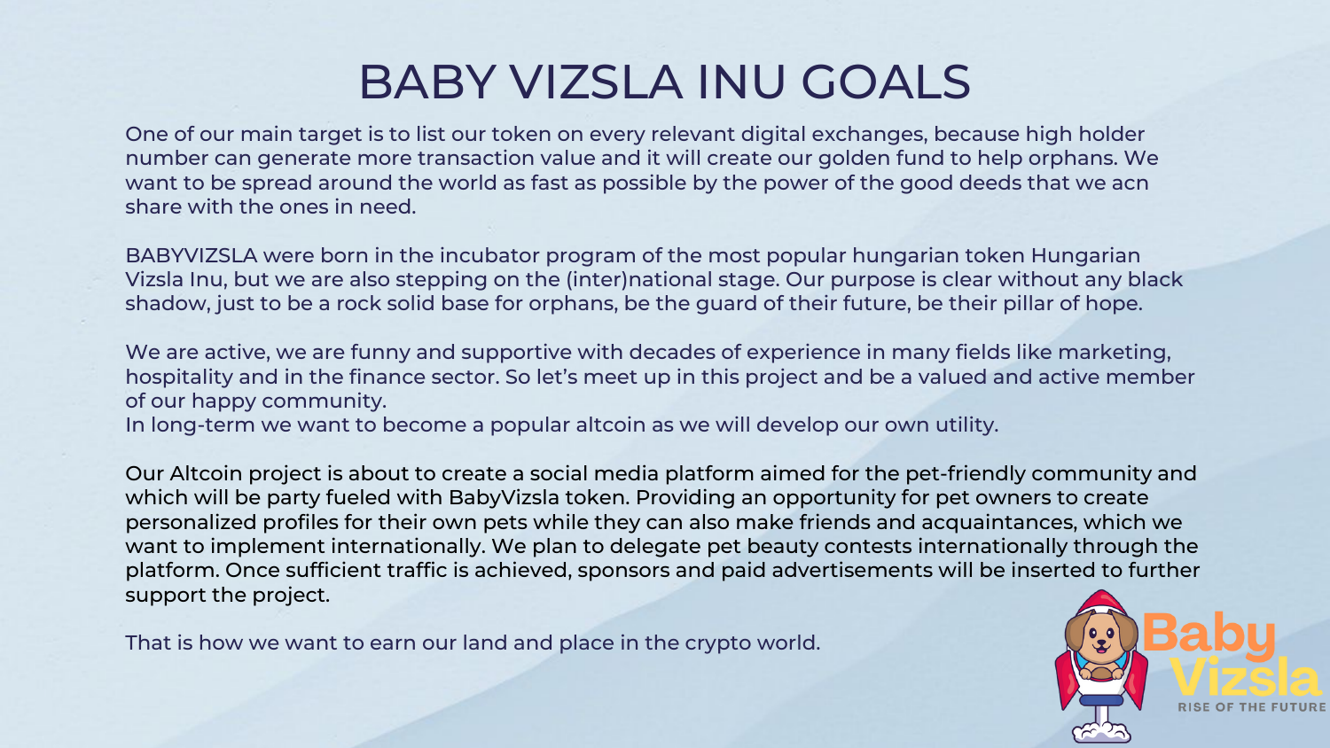# BABY VIZSLA INU GOALS

One of our main target is to list our token on every relevant digital exchanges, because high holder number can generate more transaction value and it will create our golden fund to help orphans. We want to be spread around the world as fast as possible by the power of the good deeds that we acn share with the ones in need.

BABYVIZSLA were born in the incubator program of the most popular hungarian token Hungarian Vizsla Inu, but we are also stepping on the (inter)national stage. Our purpose is clear without any black shadow, just to be a rock solid base for orphans, be the guard of their future, be their pillar of hope.

We are active, we are funny and supportive with decades of experience in many fields like marketing, hospitality and in the finance sector. So let's meet up in this project and be a valued and active member of our happy community.
In long-term we want to become a popular altcoin as we will develop our own utility.

Our Altcoin project is about to create a social media platform aimed for the pet-friendly community and which will be party fueled with BabyVizsla token. Providing an opportunity for pet owners to create personalized profiles for their own pets while they can also make friends and acquaintances, which we want to implement internationally. We plan to delegate pet beauty contests internationally through the platform. Once sufficient traffic is achieved, sponsors and paid advertisements will be inserted to further support the project.

That is how we want to earn our land and place in the crypto world.

Baby Vizsla

RISE OF THE FUTURE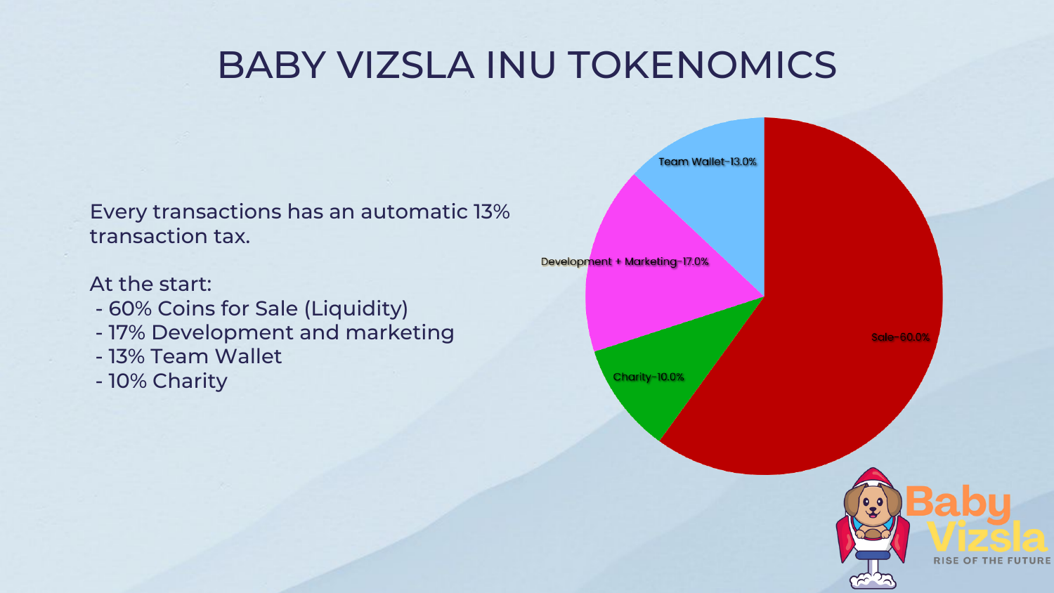# BABY VIZSLA INU TOKENOMICS

Every transactions has an automatic 13% transaction tax.

At the start:

- 60% Coins for Sale (Liquidity)
- 17% Development and marketing
- 13% Team Wallet
- 10% Charity

Team Wallet-13.0%

Development + Marketing-17.0%

Sale-60.0%

Charity-10.0%

Baby Vizsla

RISE OF THE FUTURE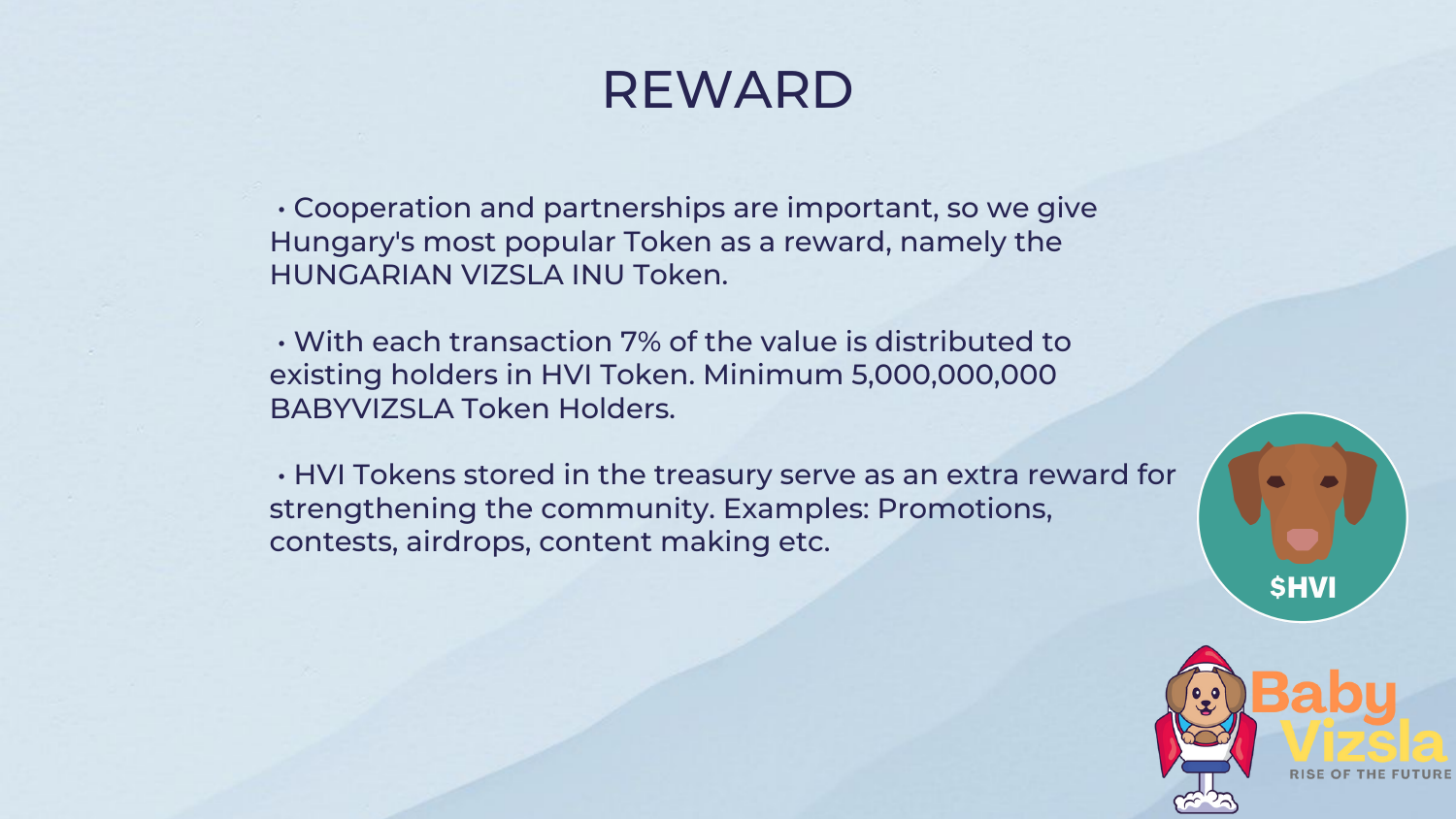# REWARD

- Cooperation and partnerships are important, so we give Hungary's most popular Token as a reward, namely the HUNGARIAN VIZSLA INU Token.

- With each transaction 7% of the value is distributed to existing holders in HVI Token. Minimum 5,000,000,000 BABYVIZSLA Token Holders.

- HVI Tokens stored in the treasury serve as an extra reward for strengthening the community. Examples: Promotions, contests, airdrops, content making etc.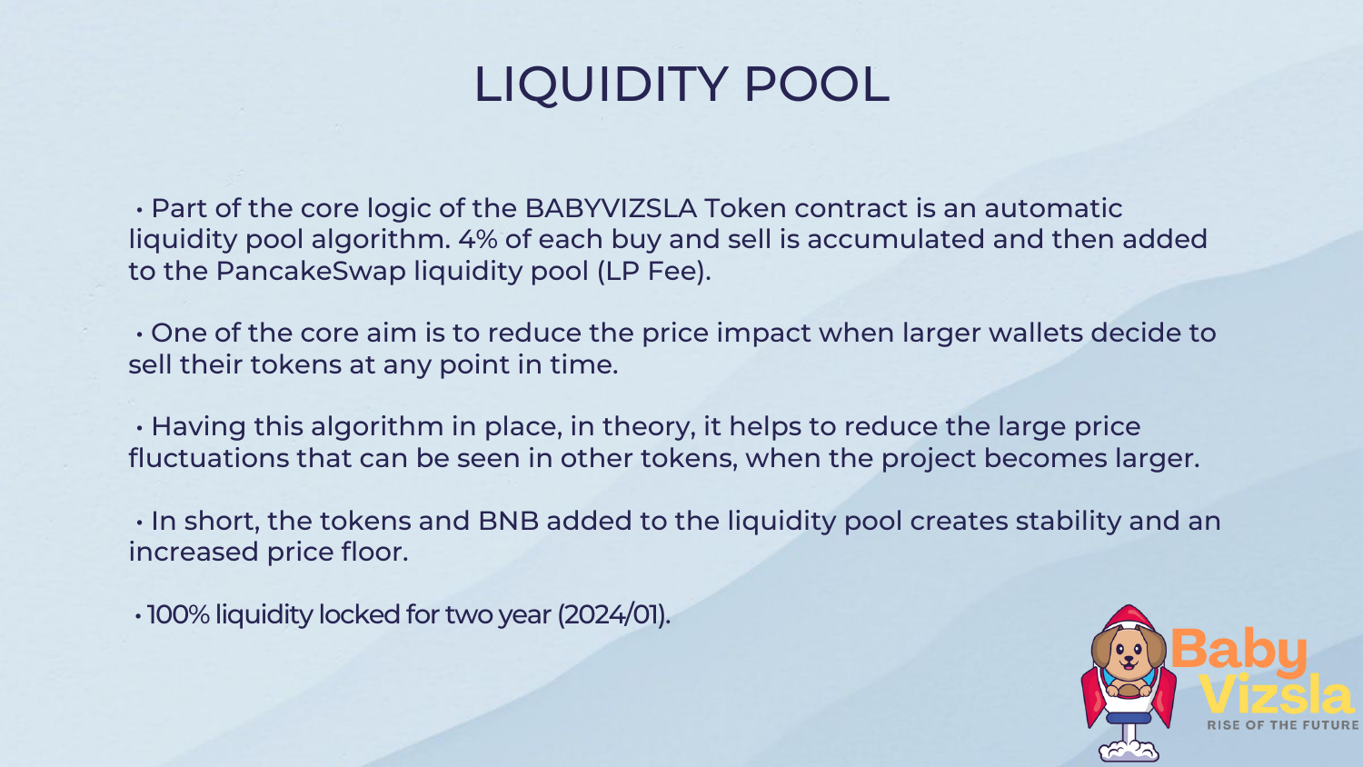# LIQUIDITY POOL

- Part of the core logic of the BABYVIZSLA Token contract is an automatic liquidity pool algorithm. 4% of each buy and sell is accumulated and then added to the PancakeSwap liquidity pool (LP Fee).

- One of the core aim is to reduce the price impact when larger wallets decide to sell their tokens at any point in time.

- Having this algorithm in place, in theory, it helps to reduce the large price fluctuations that can be seen in other tokens, when the project becomes larger.

- In short, the tokens and BNB added to the liquidity pool creates stability and an increased price floor.

- 100% liquidity locked for two year (2024/01).

Baby Vizsla

RISE OF THE FUTURE